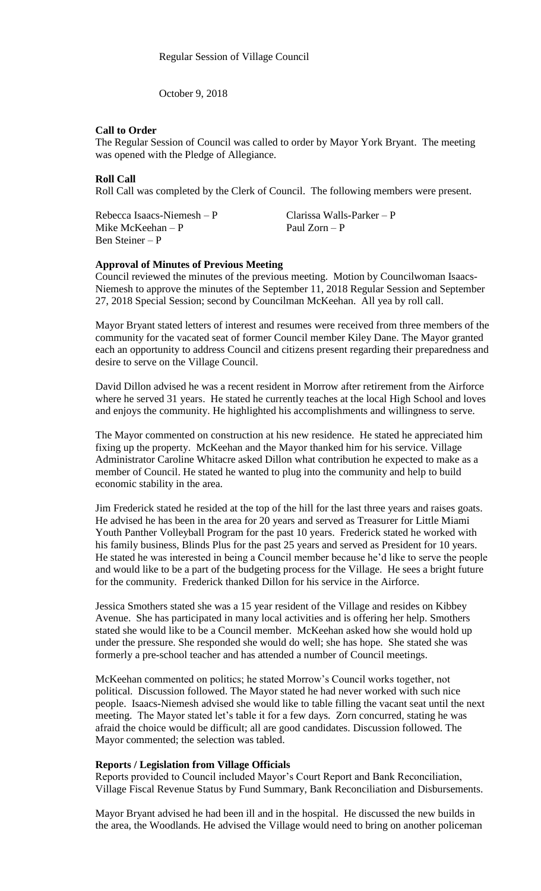Regular Session of Village Council

October 9, 2018

**Call to Order**

The Regular Session of Council was called to order by Mayor York Bryant. The meeting was opened with the Pledge of Allegiance.

**Roll Call**

Roll Call was completed by the Clerk of Council. The following members were present.

Rebecca Isaacs-Niemesh – P
Clarissa Walls-Parker – P
Mike McKeehan – P
Paul Zorn – P
Ben Steiner – P

**Approval of Minutes of Previous Meeting**

Council reviewed the minutes of the previous meeting. Motion by Councilwoman Isaacs-Niemesh to approve the minutes of the September 11, 2018 Regular Session and September 27, 2018 Special Session; second by Councilman McKeehan. All yea by roll call.

Mayor Bryant stated letters of interest and resumes were received from three members of the community for the vacated seat of former Council member Kiley Dane. The Mayor granted each an opportunity to address Council and citizens present regarding their preparedness and desire to serve on the Village Council.

David Dillon advised he was a recent resident in Morrow after retirement from the Airforce where he served 31 years. He stated he currently teaches at the local High School and loves and enjoys the community. He highlighted his accomplishments and willingness to serve.

The Mayor commented on construction at his new residence. He stated he appreciated him fixing up the property. McKeehan and the Mayor thanked him for his service. Village Administrator Caroline Whitacre asked Dillon what contribution he expected to make as a member of Council. He stated he wanted to plug into the community and help to build economic stability in the area.

Jim Frederick stated he resided at the top of the hill for the last three years and raises goats. He advised he has been in the area for 20 years and served as Treasurer for Little Miami Youth Panther Volleyball Program for the past 10 years. Frederick stated he worked with his family business, Blinds Plus for the past 25 years and served as President for 10 years. He stated he was interested in being a Council member because he'd like to serve the people and would like to be a part of the budgeting process for the Village. He sees a bright future for the community. Frederick thanked Dillon for his service in the Airforce.

Jessica Smothers stated she was a 15 year resident of the Village and resides on Kibbey Avenue. She has participated in many local activities and is offering her help. Smothers stated she would like to be a Council member. McKeehan asked how she would hold up under the pressure. She responded she would do well; she has hope. She stated she was formerly a pre-school teacher and has attended a number of Council meetings.

McKeehan commented on politics; he stated Morrow's Council works together, not political. Discussion followed. The Mayor stated he had never worked with such nice people. Isaacs-Niemesh advised she would like to table filling the vacant seat until the next meeting. The Mayor stated let's table it for a few days. Zorn concurred, stating he was afraid the choice would be difficult; all are good candidates. Discussion followed. The Mayor commented; the selection was tabled.

**Reports / Legislation from Village Officials**

Reports provided to Council included Mayor's Court Report and Bank Reconciliation, Village Fiscal Revenue Status by Fund Summary, Bank Reconciliation and Disbursements.

Mayor Bryant advised he had been ill and in the hospital. He discussed the new builds in the area, the Woodlands. He advised the Village would need to bring on another policeman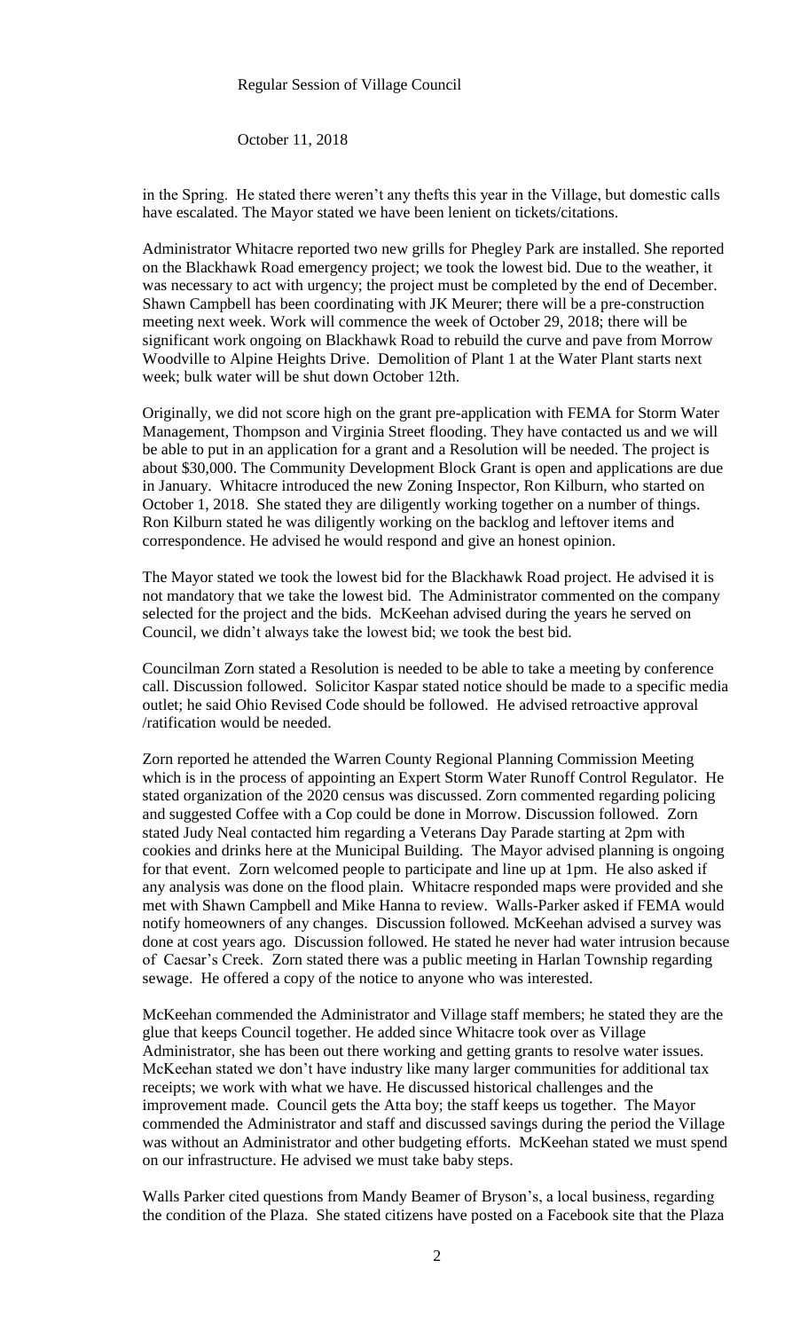in the Spring. He stated there weren't any thefts this year in the Village, but domestic calls have escalated. The Mayor stated we have been lenient on tickets/citations.

Administrator Whitacre reported two new grills for Phegley Park are installed. She reported on the Blackhawk Road emergency project; we took the lowest bid. Due to the weather, it was necessary to act with urgency; the project must be completed by the end of December. Shawn Campbell has been coordinating with JK Meurer; there will be a pre-construction meeting next week. Work will commence the week of October 29, 2018; there will be significant work ongoing on Blackhawk Road to rebuild the curve and pave from Morrow Woodville to Alpine Heights Drive. Demolition of Plant 1 at the Water Plant starts next week; bulk water will be shut down October 12th.

Originally, we did not score high on the grant pre-application with FEMA for Storm Water Management, Thompson and Virginia Street flooding. They have contacted us and we will be able to put in an application for a grant and a Resolution will be needed. The project is about $30,000. The Community Development Block Grant is open and applications are due in January. Whitacre introduced the new Zoning Inspector, Ron Kilburn, who started on October 1, 2018. She stated they are diligently working together on a number of things. Ron Kilburn stated he was diligently working on the backlog and leftover items and correspondence. He advised he would respond and give an honest opinion.

The Mayor stated we took the lowest bid for the Blackhawk Road project. He advised it is not mandatory that we take the lowest bid. The Administrator commented on the company selected for the project and the bids. McKeehan advised during the years he served on Council, we didn't always take the lowest bid; we took the best bid.

Councilman Zorn stated a Resolution is needed to be able to take a meeting by conference call. Discussion followed. Solicitor Kaspar stated notice should be made to a specific media outlet; he said Ohio Revised Code should be followed. He advised retroactive approval /ratification would be needed.

Zorn reported he attended the Warren County Regional Planning Commission Meeting which is in the process of appointing an Expert Storm Water Runoff Control Regulator. He stated organization of the 2020 census was discussed. Zorn commented regarding policing and suggested Coffee with a Cop could be done in Morrow. Discussion followed. Zorn stated Judy Neal contacted him regarding a Veterans Day Parade starting at 2pm with cookies and drinks here at the Municipal Building. The Mayor advised planning is ongoing for that event. Zorn welcomed people to participate and line up at 1pm. He also asked if any analysis was done on the flood plain. Whitacre responded maps were provided and she met with Shawn Campbell and Mike Hanna to review. Walls-Parker asked if FEMA would notify homeowners of any changes. Discussion followed. McKeehan advised a survey was done at cost years ago. Discussion followed. He stated he never had water intrusion because of Caesar's Creek. Zorn stated there was a public meeting in Harlan Township regarding sewage. He offered a copy of the notice to anyone who was interested.

McKeehan commended the Administrator and Village staff members; he stated they are the glue that keeps Council together. He added since Whitacre took over as Village Administrator, she has been out there working and getting grants to resolve water issues. McKeehan stated we don't have industry like many larger communities for additional tax receipts; we work with what we have. He discussed historical challenges and the improvement made. Council gets the Atta boy; the staff keeps us together. The Mayor commended the Administrator and staff and discussed savings during the period the Village was without an Administrator and other budgeting efforts. McKeehan stated we must spend on our infrastructure. He advised we must take baby steps.

Walls Parker cited questions from Mandy Beamer of Bryson's, a local business, regarding the condition of the Plaza. She stated citizens have posted on a Facebook site that the Plaza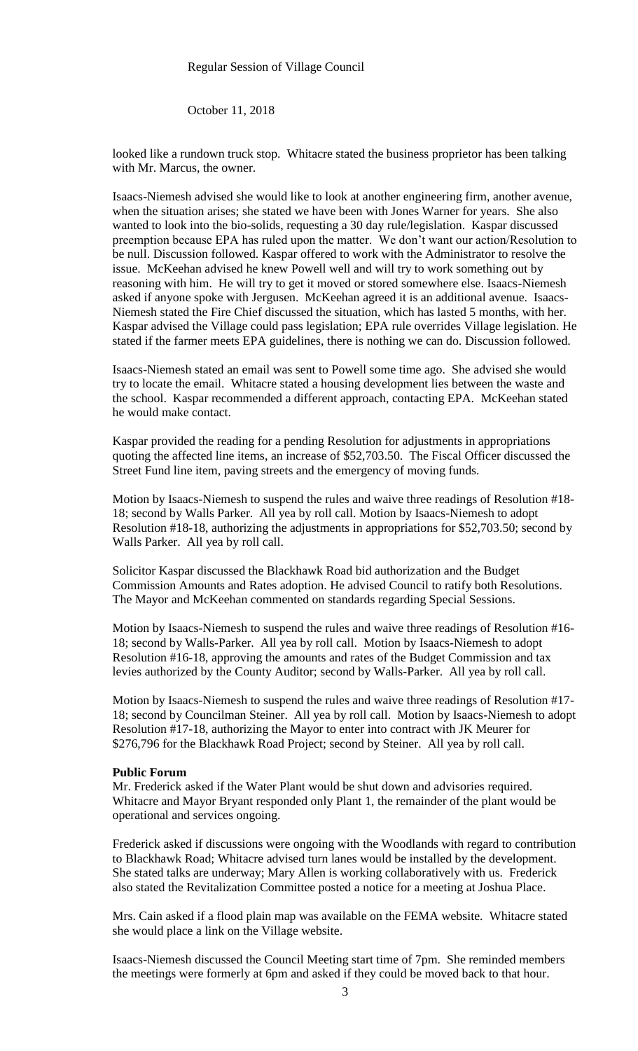looked like a rundown truck stop. Whitacre stated the business proprietor has been talking with Mr. Marcus, the owner.

Isaacs-Niemesh advised she would like to look at another engineering firm, another avenue, when the situation arises; she stated we have been with Jones Warner for years. She also wanted to look into the bio-solids, requesting a 30 day rule/legislation. Kaspar discussed preemption because EPA has ruled upon the matter. We don't want our action/Resolution to be null. Discussion followed. Kaspar offered to work with the Administrator to resolve the issue. McKeehan advised he knew Powell well and will try to work something out by reasoning with him. He will try to get it moved or stored somewhere else. Isaacs-Niemesh asked if anyone spoke with Jergusen. McKeehan agreed it is an additional avenue. Isaacs-Niemesh stated the Fire Chief discussed the situation, which has lasted 5 months, with her. Kaspar advised the Village could pass legislation; EPA rule overrides Village legislation. He stated if the farmer meets EPA guidelines, there is nothing we can do. Discussion followed.

Isaacs-Niemesh stated an email was sent to Powell some time ago. She advised she would try to locate the email. Whitacre stated a housing development lies between the waste and the school. Kaspar recommended a different approach, contacting EPA. McKeehan stated he would make contact.

Kaspar provided the reading for a pending Resolution for adjustments in appropriations quoting the affected line items, an increase of $52,703.50. The Fiscal Officer discussed the Street Fund line item, paving streets and the emergency of moving funds.

Motion by Isaacs-Niemesh to suspend the rules and waive three readings of Resolution #18-18; second by Walls Parker. All yea by roll call. Motion by Isaacs-Niemesh to adopt Resolution #18-18, authorizing the adjustments in appropriations for $52,703.50; second by Walls Parker. All yea by roll call.

Solicitor Kaspar discussed the Blackhawk Road bid authorization and the Budget Commission Amounts and Rates adoption. He advised Council to ratify both Resolutions. The Mayor and McKeehan commented on standards regarding Special Sessions.

Motion by Isaacs-Niemesh to suspend the rules and waive three readings of Resolution #16-18; second by Walls-Parker. All yea by roll call. Motion by Isaacs-Niemesh to adopt Resolution #16-18, approving the amounts and rates of the Budget Commission and tax levies authorized by the County Auditor; second by Walls-Parker. All yea by roll call.

Motion by Isaacs-Niemesh to suspend the rules and waive three readings of Resolution #17-18; second by Councilman Steiner. All yea by roll call. Motion by Isaacs-Niemesh to adopt Resolution #17-18, authorizing the Mayor to enter into contract with JK Meurer for $276,796 for the Blackhawk Road Project; second by Steiner. All yea by roll call.

**Public Forum**

Mr. Frederick asked if the Water Plant would be shut down and advisories required. Whitacre and Mayor Bryant responded only Plant 1, the remainder of the plant would be operational and services ongoing.

Frederick asked if discussions were ongoing with the Woodlands with regard to contribution to Blackhawk Road; Whitacre advised turn lanes would be installed by the development. She stated talks are underway; Mary Allen is working collaboratively with us. Frederick also stated the Revitalization Committee posted a notice for a meeting at Joshua Place.

Mrs. Cain asked if a flood plain map was available on the FEMA website. Whitacre stated she would place a link on the Village website.

Isaacs-Niemesh discussed the Council Meeting start time of 7pm. She reminded members the meetings were formerly at 6pm and asked if they could be moved back to that hour.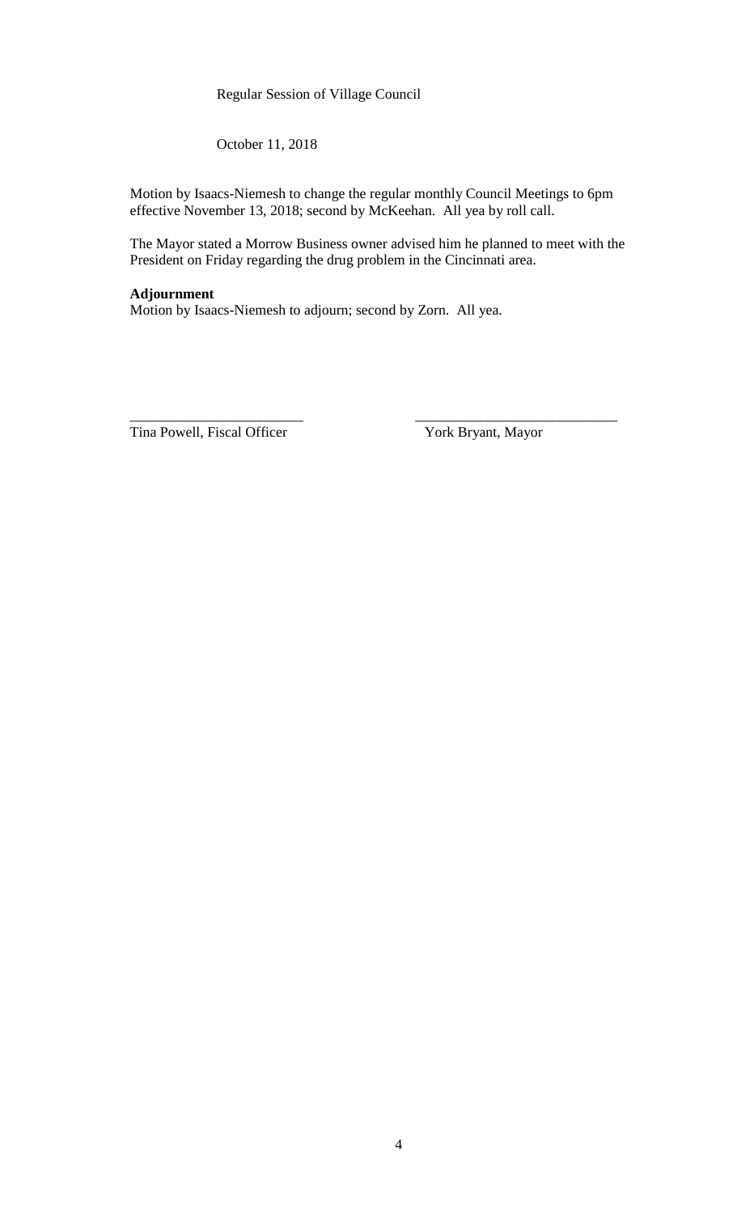Regular Session of Village Council

October 11, 2018

Motion by Isaacs-Niemesh to change the regular monthly Council Meetings to 6pm effective November 13, 2018; second by McKeehan. All yea by roll call.

The Mayor stated a Morrow Business owner advised him he planned to meet with the President on Friday regarding the drug problem in the Cincinnati area.

**Adjournment**

Motion by Isaacs-Niemesh to adjourn; second by Zorn. All yea.

\_\_\_\_\_\_\_\_\_\_\_\_\_\_\_\_\_\_\_\_\_\_\_\_ \_\_\_\_\_\_\_\_\_\_\_\_\_\_\_\_\_\_\_\_\_\_\_\_\_\_\_\_

Tina Powell, Fiscal Officer York Bryant, Mayor